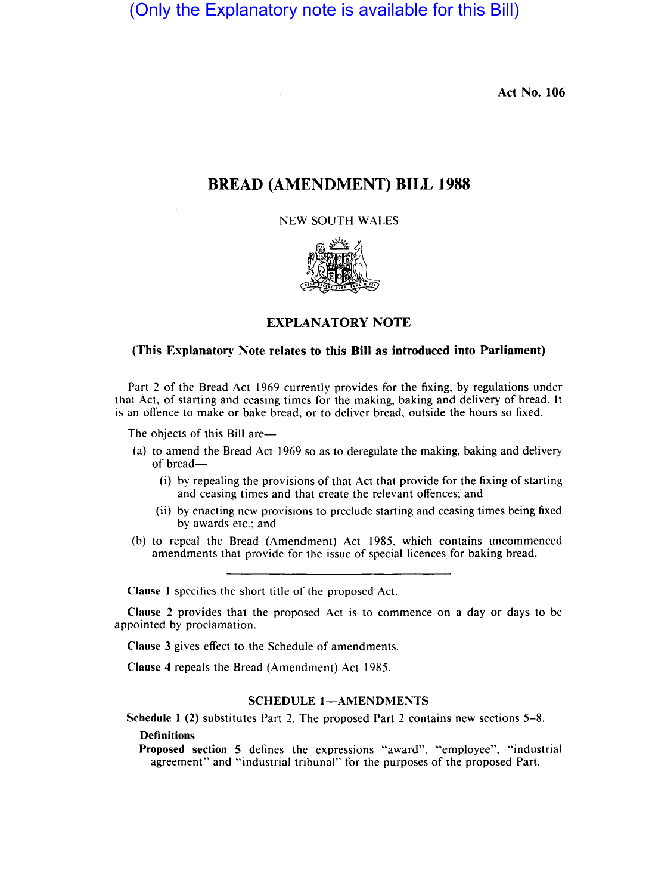(Only the Explanatory note is available for this Bill)

Act No. 106

# BREAD (AMENDMENT) BILL 1988

NEW SOUTH WALES

## EXPLANATORY NOTE

**(This Explanatory Note relates to this Bill as introduced into Parliament)**

Part 2 of the Bread Act 1969 currently provides for the fixing, by regulations under that Act, of starting and ceasing times for the making, baking and delivery of bread. It is an offence to make or bake bread, or to deliver bread, outside the hours so fixed.

The objects of this Bill are—

(a) to amend the Bread Act 1969 so as to deregulate the making, baking and delivery of bread—
   - (i) by repealing the provisions of that Act that provide for the fixing of starting and ceasing times and that create the relevant offences; and
   - (ii) by enacting new provisions to preclude starting and ceasing times being fixed by awards etc.; and

(b) to repeal the Bread (Amendment) Act 1985, which contains uncommenced amendments that provide for the issue of special licences for baking bread.

---

**Clause 1** specifies the short title of the proposed Act.

**Clause 2** provides that the proposed Act is to commence on a day or days to be appointed by proclamation.

**Clause 3** gives effect to the Schedule of amendments.

**Clause 4** repeals the Bread (Amendment) Act 1985.

### SCHEDULE 1—AMENDMENTS

**Schedule 1 (2)** substitutes Part 2. The proposed Part 2 contains new sections 5–8.

**Definitions**

**Proposed section 5** defines the expressions "award", "employee", "industrial agreement" and "industrial tribunal" for the purposes of the proposed Part.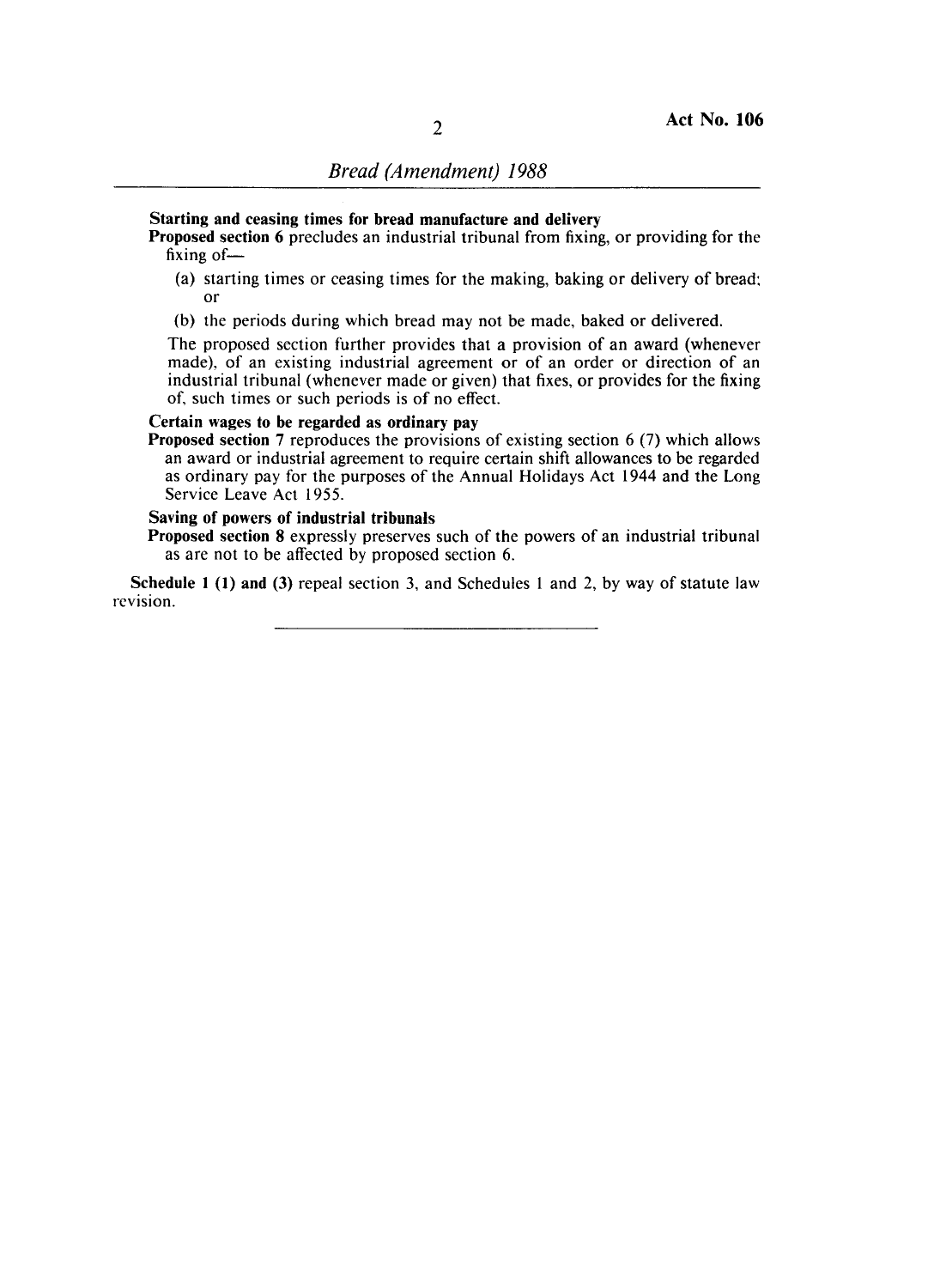**Starting and ceasing times for bread manufacture and delivery**

**Proposed section 6** precludes an industrial tribunal from fixing, or providing for the fixing of—

(a) starting times or ceasing times for the making, baking or delivery of bread; or

(b) the periods during which bread may not be made, baked or delivered.

The proposed section further provides that a provision of an award (whenever made), of an existing industrial agreement or of an order or direction of an industrial tribunal (whenever made or given) that fixes, or provides for the fixing of, such times or such periods is of no effect.

**Certain wages to be regarded as ordinary pay**

**Proposed section 7** reproduces the provisions of existing section 6 (7) which allows an award or industrial agreement to require certain shift allowances to be regarded as ordinary pay for the purposes of the Annual Holidays Act 1944 and the Long Service Leave Act 1955.

**Saving of powers of industrial tribunals**

**Proposed section 8** expressly preserves such of the powers of an industrial tribunal as are not to be affected by proposed section 6.

**Schedule 1 (1) and (3)** repeal section 3, and Schedules 1 and 2, by way of statute law revision.